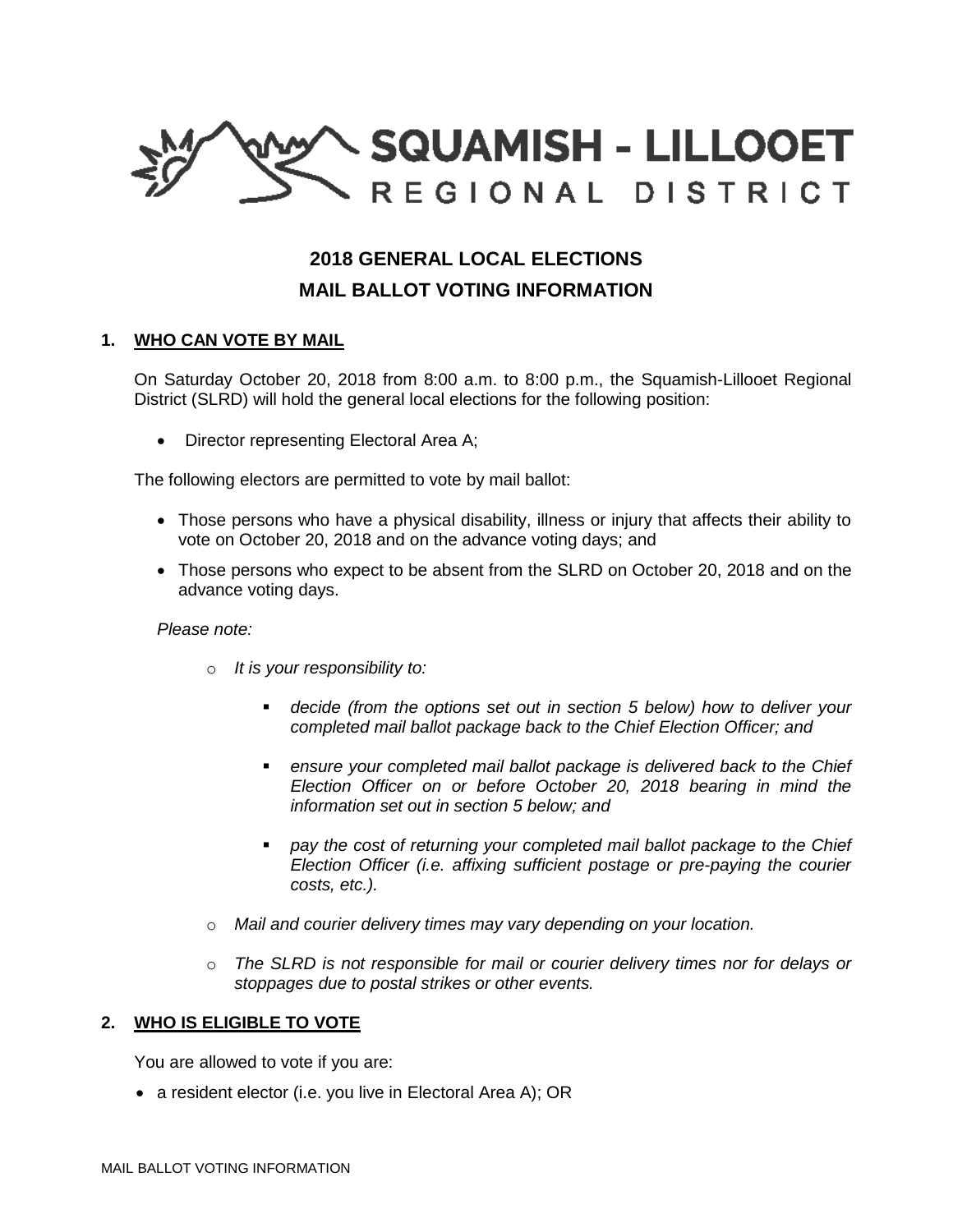SQUAMISH - LILLOOET REGIONAL DISTRICT

# 2018 GENERAL LOCAL ELECTIONS
# MAIL BALLOT VOTING INFORMATION

## 1. WHO CAN VOTE BY MAIL

On Saturday October 20, 2018 from 8:00 a.m. to 8:00 p.m., the Squamish-Lillooet Regional District (SLRD) will hold the general local elections for the following position:

- Director representing Electoral Area A;

The following electors are permitted to vote by mail ballot:

- Those persons who have a physical disability, illness or injury that affects their ability to vote on October 20, 2018 and on the advance voting days; and
- Those persons who expect to be absent from the SLRD on October 20, 2018 and on the advance voting days.

*Please note:*

- *It is your responsibility to:*
  - *decide (from the options set out in section 5 below) how to deliver your completed mail ballot package back to the Chief Election Officer; and*
  - *ensure your completed mail ballot package is delivered back to the Chief Election Officer on or before October 20, 2018 bearing in mind the information set out in section 5 below; and*
  - *pay the cost of returning your completed mail ballot package to the Chief Election Officer (i.e. affixing sufficient postage or pre-paying the courier costs, etc.).*
- *Mail and courier delivery times may vary depending on your location.*
- *The SLRD is not responsible for mail or courier delivery times nor for delays or stoppages due to postal strikes or other events.*

## 2. WHO IS ELIGIBLE TO VOTE

You are allowed to vote if you are:

- a resident elector (i.e. you live in Electoral Area A); OR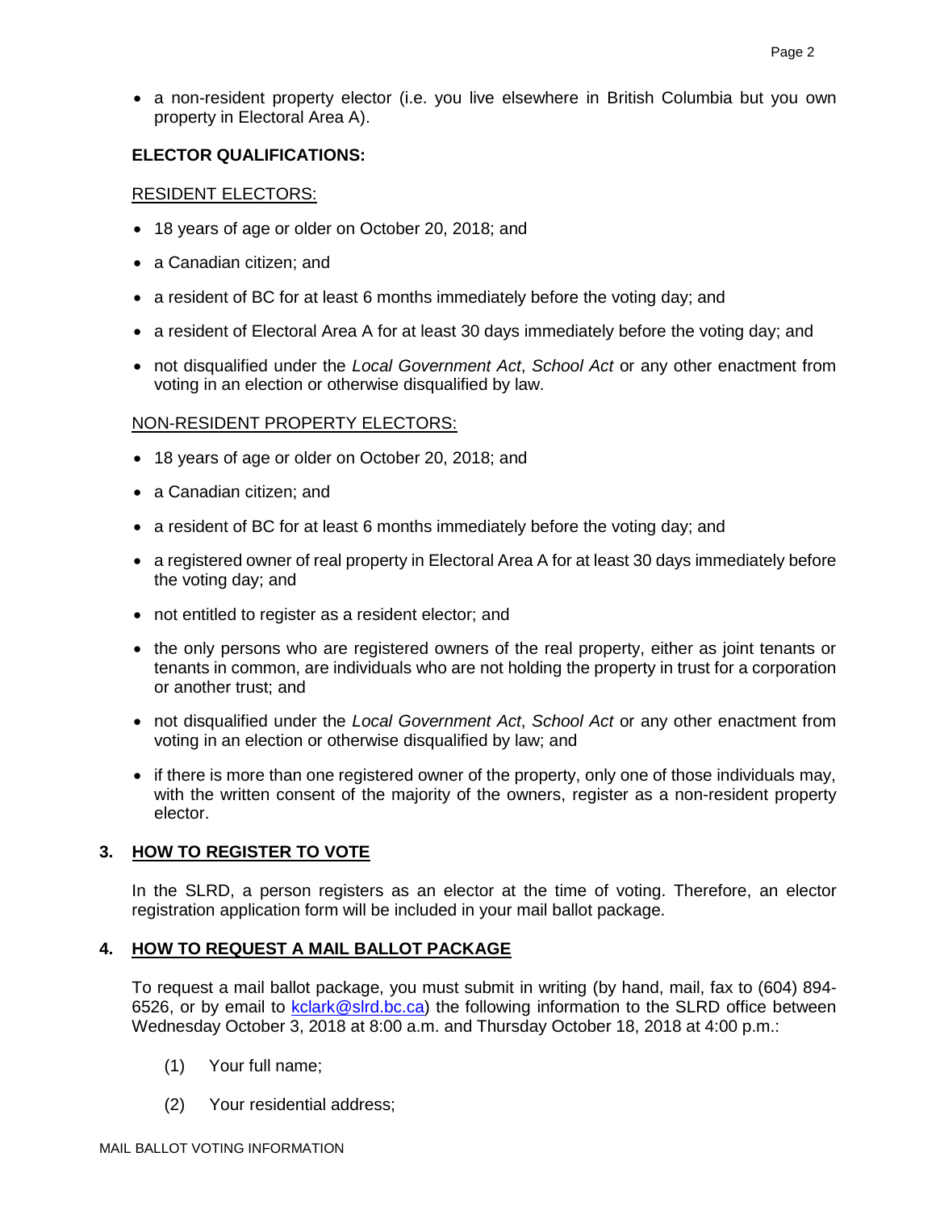- a non-resident property elector (i.e. you live elsewhere in British Columbia but you own property in Electoral Area A).

**ELECTOR QUALIFICATIONS:**

<u>RESIDENT ELECTORS:</u>

- 18 years of age or older on October 20, 2018; and
- a Canadian citizen; and
- a resident of BC for at least 6 months immediately before the voting day; and
- a resident of Electoral Area A for at least 30 days immediately before the voting day; and
- not disqualified under the *Local Government Act*, *School Act* or any other enactment from voting in an election or otherwise disqualified by law.

<u>NON-RESIDENT PROPERTY ELECTORS:</u>

- 18 years of age or older on October 20, 2018; and
- a Canadian citizen; and
- a resident of BC for at least 6 months immediately before the voting day; and
- a registered owner of real property in Electoral Area A for at least 30 days immediately before the voting day; and
- not entitled to register as a resident elector; and
- the only persons who are registered owners of the real property, either as joint tenants or tenants in common, are individuals who are not holding the property in trust for a corporation or another trust; and
- not disqualified under the *Local Government Act*, *School Act* or any other enactment from voting in an election or otherwise disqualified by law; and
- if there is more than one registered owner of the property, only one of those individuals may, with the written consent of the majority of the owners, register as a non-resident property elector.

## 3. <u>HOW TO REGISTER TO VOTE</u>

In the SLRD, a person registers as an elector at the time of voting. Therefore, an elector registration application form will be included in your mail ballot package.

## 4. <u>HOW TO REQUEST A MAIL BALLOT PACKAGE</u>

To request a mail ballot package, you must submit in writing (by hand, mail, fax to (604) 894-6526, or by email to kclark@slrd.bc.ca) the following information to the SLRD office between Wednesday October 3, 2018 at 8:00 a.m. and Thursday October 18, 2018 at 4:00 p.m.:

(1) Your full name;

(2) Your residential address;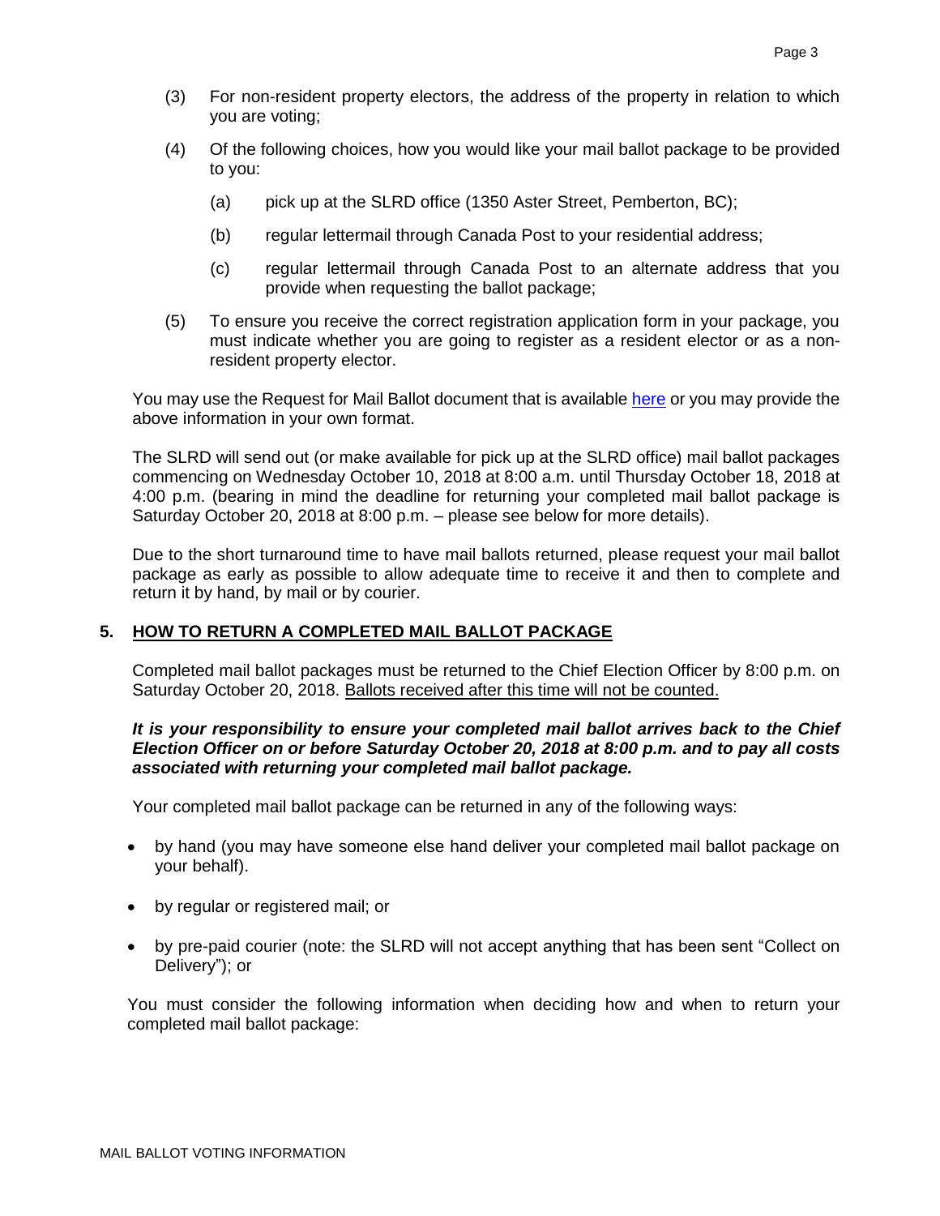(3) For non-resident property electors, the address of the property in relation to which you are voting;

(4) Of the following choices, how you would like your mail ballot package to be provided to you:

  (a) pick up at the SLRD office (1350 Aster Street, Pemberton, BC);

  (b) regular lettermail through Canada Post to your residential address;

  (c) regular lettermail through Canada Post to an alternate address that you provide when requesting the ballot package;

(5) To ensure you receive the correct registration application form in your package, you must indicate whether you are going to register as a resident elector or as a non-resident property elector.

You may use the Request for Mail Ballot document that is available here or you may provide the above information in your own format.

The SLRD will send out (or make available for pick up at the SLRD office) mail ballot packages commencing on Wednesday October 10, 2018 at 8:00 a.m. until Thursday October 18, 2018 at 4:00 p.m. (bearing in mind the deadline for returning your completed mail ballot package is Saturday October 20, 2018 at 8:00 p.m. – please see below for more details).

Due to the short turnaround time to have mail ballots returned, please request your mail ballot package as early as possible to allow adequate time to receive it and then to complete and return it by hand, by mail or by courier.

## 5. HOW TO RETURN A COMPLETED MAIL BALLOT PACKAGE

Completed mail ballot packages must be returned to the Chief Election Officer by 8:00 p.m. on Saturday October 20, 2018. Ballots received after this time will not be counted.

***It is your responsibility to ensure your completed mail ballot arrives back to the Chief Election Officer on or before Saturday October 20, 2018 at 8:00 p.m. and to pay all costs associated with returning your completed mail ballot package.***

Your completed mail ballot package can be returned in any of the following ways:

- by hand (you may have someone else hand deliver your completed mail ballot package on your behalf).
- by regular or registered mail; or
- by pre-paid courier (note: the SLRD will not accept anything that has been sent "Collect on Delivery"); or

You must consider the following information when deciding how and when to return your completed mail ballot package: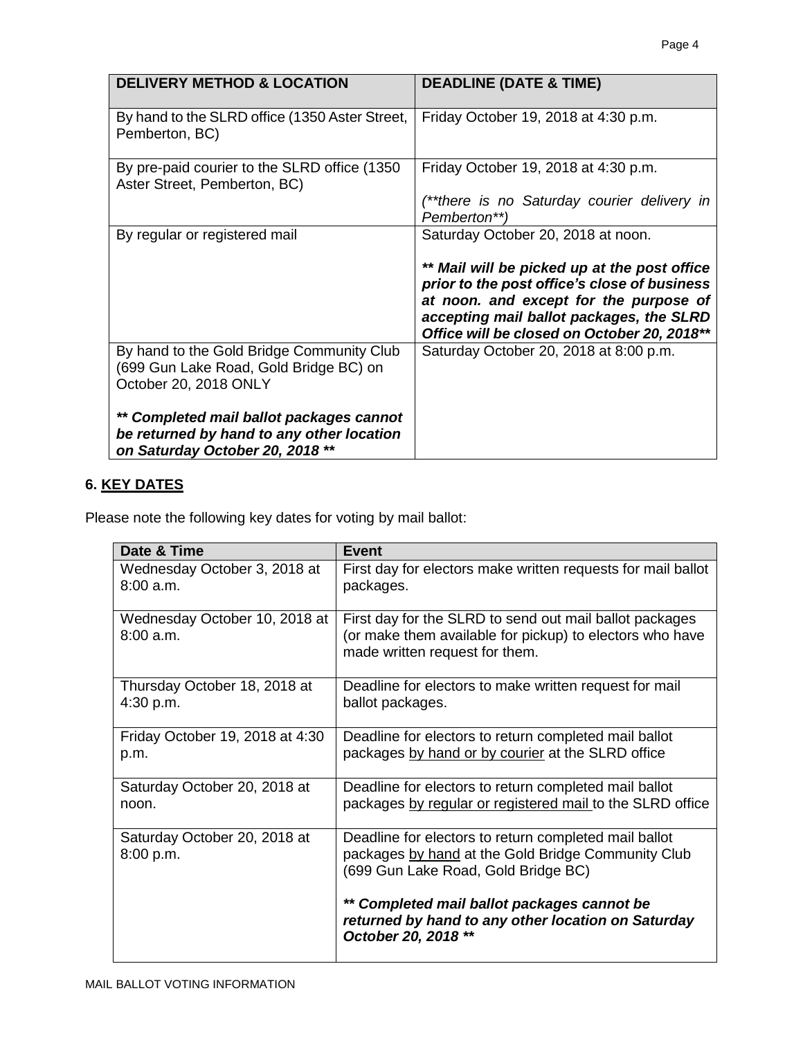| **DELIVERY METHOD & LOCATION** | **DEADLINE (DATE & TIME)** |
|---|---|
| By hand to the SLRD office (1350 Aster Street, Pemberton, BC) | Friday October 19, 2018 at 4:30 p.m. |
| By pre-paid courier to the SLRD office (1350 Aster Street, Pemberton, BC) | Friday October 19, 2018 at 4:30 p.m.<br><br>*(\*\*there is no Saturday courier delivery in Pemberton\*\*)* |
| By regular or registered mail | Saturday October 20, 2018 at noon.<br><br>***\*\* Mail will be picked up at the post office prior to the post office's close of business at noon. and except for the purpose of accepting mail ballot packages, the SLRD Office will be closed on October 20, 2018\*\**** |
| By hand to the Gold Bridge Community Club (699 Gun Lake Road, Gold Bridge BC) on October 20, 2018 ONLY<br><br>***\*\* Completed mail ballot packages cannot be returned by hand to any other location on Saturday October 20, 2018 \*\**** | Saturday October 20, 2018 at 8:00 p.m. |

## 6. KEY DATES

Please note the following key dates for voting by mail ballot:

| **Date & Time** | **Event** |
|---|---|
| Wednesday October 3, 2018 at 8:00 a.m. | First day for electors make written requests for mail ballot packages. |
| Wednesday October 10, 2018 at 8:00 a.m. | First day for the SLRD to send out mail ballot packages (or make them available for pickup) to electors who have made written request for them. |
| Thursday October 18, 2018 at 4:30 p.m. | Deadline for electors to make written request for mail ballot packages. |
| Friday October 19, 2018 at 4:30 p.m. | Deadline for electors to return completed mail ballot packages by hand or by courier at the SLRD office |
| Saturday October 20, 2018 at noon. | Deadline for electors to return completed mail ballot packages by regular or registered mail to the SLRD office |
| Saturday October 20, 2018 at 8:00 p.m. | Deadline for electors to return completed mail ballot packages by hand at the Gold Bridge Community Club (699 Gun Lake Road, Gold Bridge BC)<br><br>***\*\* Completed mail ballot packages cannot be returned by hand to any other location on Saturday October 20, 2018 \*\**** |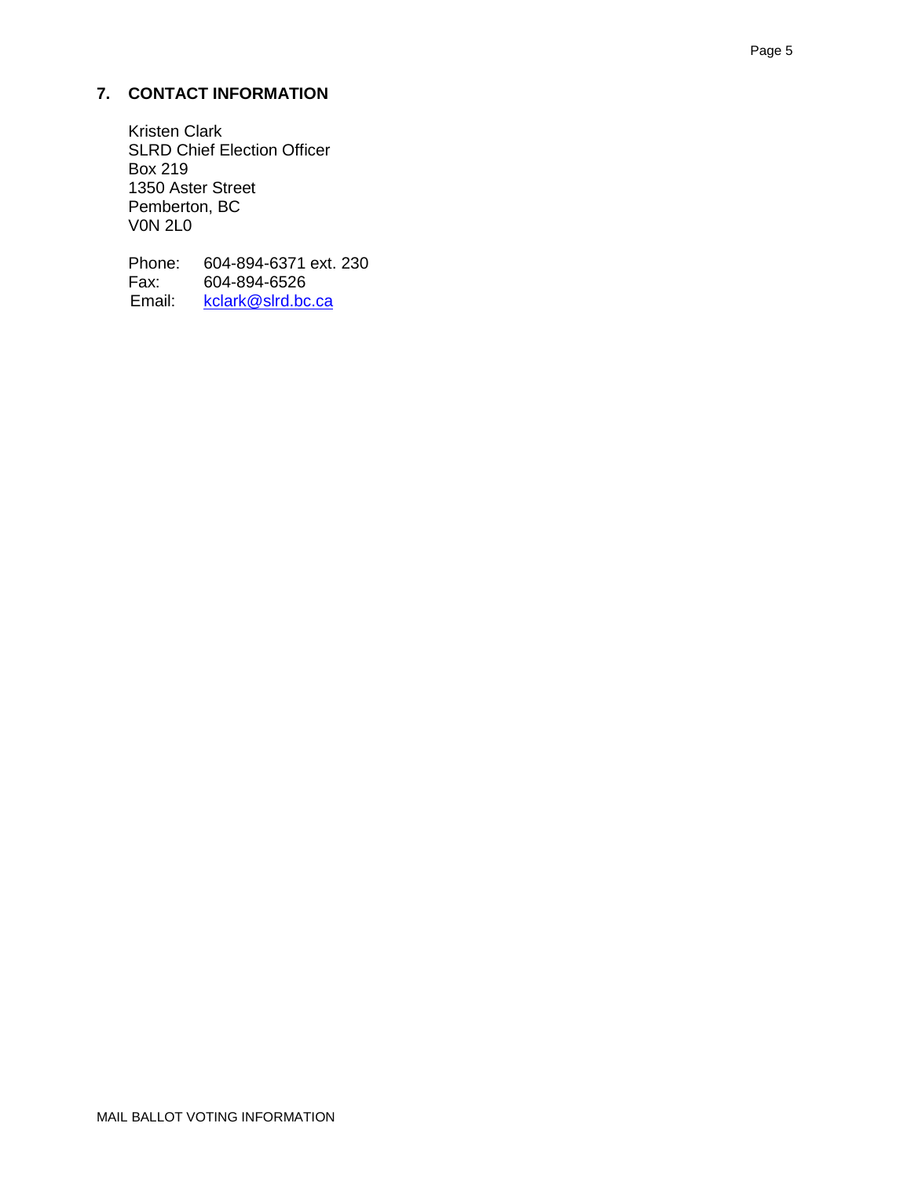## 7. CONTACT INFORMATION

Kristen Clark  
SLRD Chief Election Officer  
Box 219  
1350 Aster Street  
Pemberton, BC  
V0N 2L0

Phone: 604-894-6371 ext. 230  
Fax: 604-894-6526  
Email: kclark@slrd.bc.ca